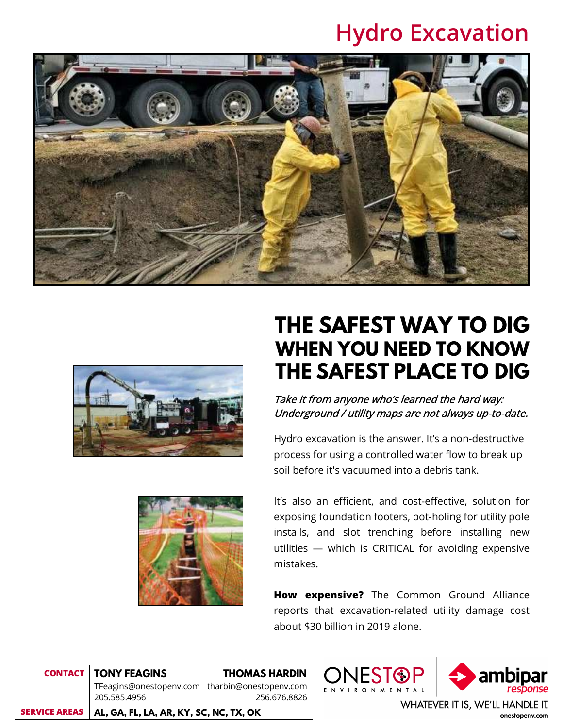# Hydro Excavation

## THE SAFEST WAY TO DIG WHEN YOU NEED TO KNOW THE SAFEST PLACE TO DIG

*Take it from anyone who's learned the hard way: Underground / utility maps are not always up-to-date.*

Hydro excavation is the answer. It's a non-destructive process for using a controlled water flow to break up soil before it's vacuumed into a debris tank.

It's also an efficient, and cost-effective, solution for exposing foundation footers, pot-holing for utility pole installs, and slot trenching before installing new utilities — which is CRITICAL for avoiding expensive mistakes.

**How expensive?** The Common Ground Alliance reports that excavation-related utility damage cost about $30 billion in 2019 alone.

| CONTACT | TONY FEAGINS | THOMAS HARDIN |
|---|---|---|
| | TFeagins@onestopenv.com | tharbin@onestopenv.com |
| | 205.585.4956 | 256.676.8826 |
| SERVICE AREAS | AL, GA, FL, LA, AR, KY, SC, NC, TX, OK | |

ONESTOP ENVIRONMENTAL | ambipar response

WHATEVER IT IS, WE'LL HANDLE IT.

onestopenv.com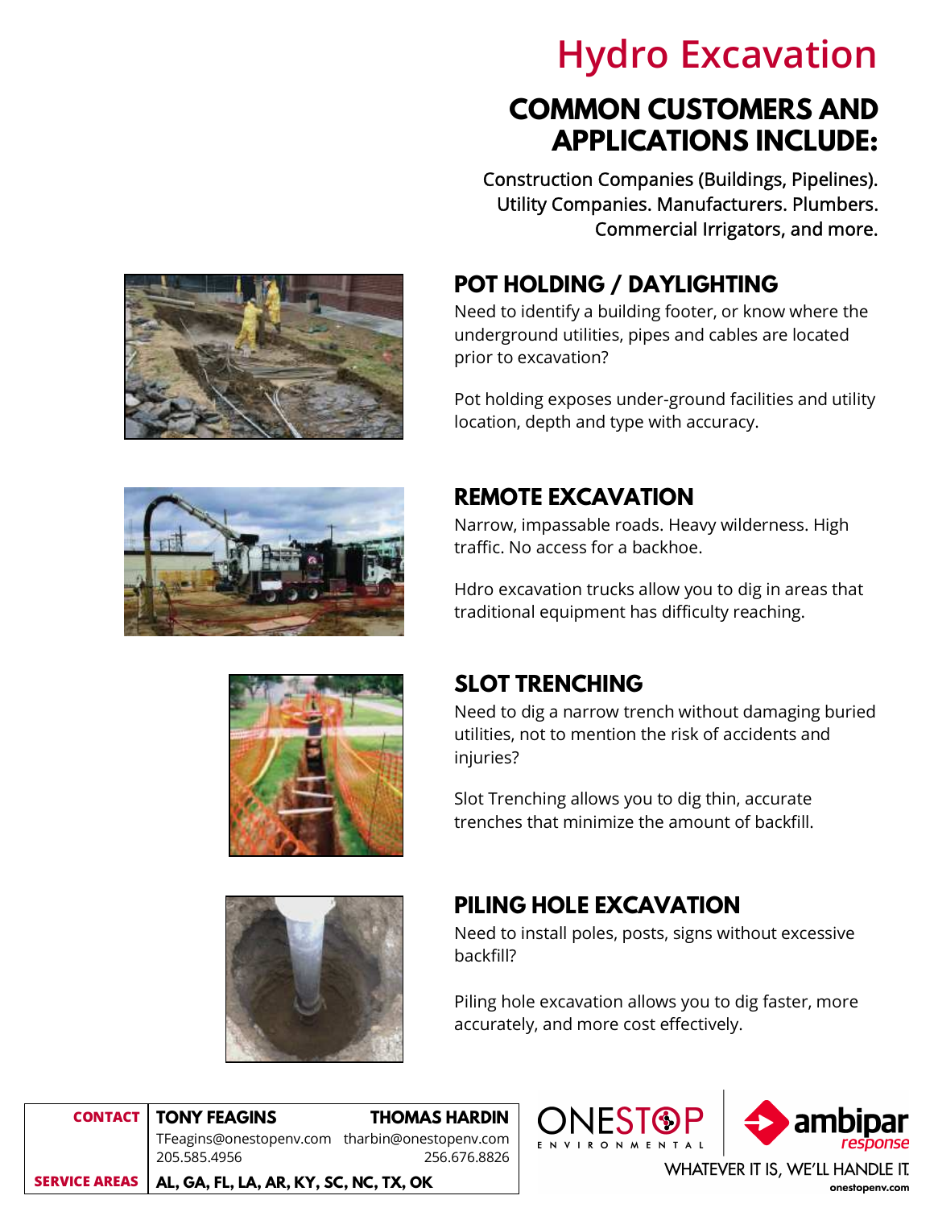# Hydro Excavation

## COMMON CUSTOMERS AND APPLICATIONS INCLUDE:

Construction Companies (Buildings, Pipelines). Utility Companies. Manufacturers. Plumbers. Commercial Irrigators, and more.

### POT HOLDING / DAYLIGHTING

Need to identify a building footer, or know where the underground utilities, pipes and cables are located prior to excavation?

Pot holding exposes under-ground facilities and utility location, depth and type with accuracy.

### REMOTE EXCAVATION

Narrow, impassable roads. Heavy wilderness. High traffic. No access for a backhoe.

Hdro excavation trucks allow you to dig in areas that traditional equipment has difficulty reaching.

### SLOT TRENCHING

Need to dig a narrow trench without damaging buried utilities, not to mention the risk of accidents and injuries?

Slot Trenching allows you to dig thin, accurate trenches that minimize the amount of backfill.

### PILING HOLE EXCAVATION

Need to install poles, posts, signs without excessive backfill?

Piling hole excavation allows you to dig faster, more accurately, and more cost effectively.

| | | |
|---|---|---|
| **CONTACT** | **TONY FEAGINS**<br>TFeagins@onestopenv.com<br>205.585.4956 | **THOMAS HARDIN**<br>tharbin@onestopenv.com<br>256.676.8826 |
| **SERVICE AREAS** | **AL, GA, FL, LA, AR, KY, SC, NC, TX, OK** | |

ONESTOP ENVIRONMENTAL | ambipar response

WHATEVER IT IS, WE'LL HANDLE IT.

onestopenv.com